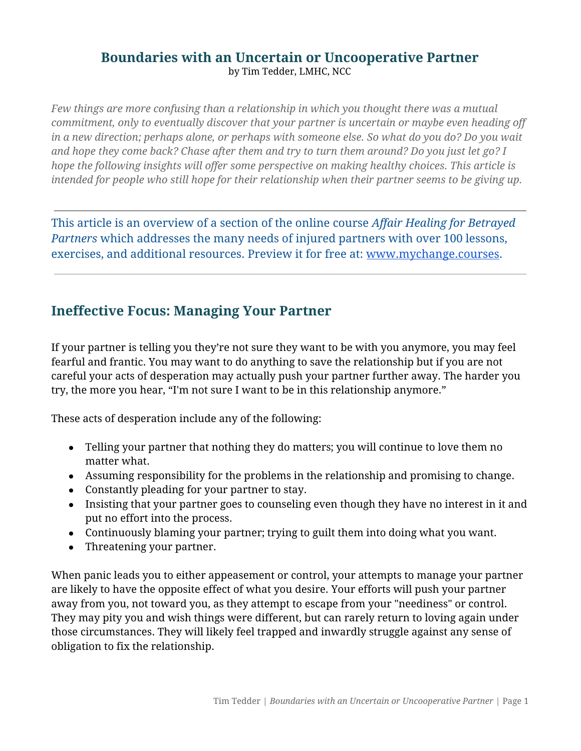# Boundaries with an Uncertain or Uncooperative Partner

by Tim Tedder, LMHC, NCC

*Few things are more confusing than a relationship in which you thought there was a mutual commitment, only to eventually discover that your partner is uncertain or maybe even heading off in a new direction; perhaps alone, or perhaps with someone else. So what do you do? Do you wait and hope they come back? Chase after them and try to turn them around? Do you just let go? I hope the following insights will offer some perspective on making healthy choices. This article is intended for people who still hope for their relationship when their partner seems to be giving up.*

---

This article is an overview of a section of the online course *Affair Healing for Betrayed Partners* which addresses the many needs of injured partners with over 100 lessons, exercises, and additional resources. Preview it for free at: [www.mychange.courses](http://www.mychange.courses).

---

## Ineffective Focus: Managing Your Partner

If your partner is telling you they're not sure they want to be with you anymore, you may feel fearful and frantic. You may want to do anything to save the relationship but if you are not careful your acts of desperation may actually push your partner further away. The harder you try, the more you hear, "I'm not sure I want to be in this relationship anymore."

These acts of desperation include any of the following:

- Telling your partner that nothing they do matters; you will continue to love them no matter what.
- Assuming responsibility for the problems in the relationship and promising to change.
- Constantly pleading for your partner to stay.
- Insisting that your partner goes to counseling even though they have no interest in it and put no effort into the process.
- Continuously blaming your partner; trying to guilt them into doing what you want.
- Threatening your partner.

When panic leads you to either appeasement or control, your attempts to manage your partner are likely to have the opposite effect of what you desire. Your efforts will push your partner away from you, not toward you, as they attempt to escape from your "neediness" or control. They may pity you and wish things were different, but can rarely return to loving again under those circumstances. They will likely feel trapped and inwardly struggle against any sense of obligation to fix the relationship.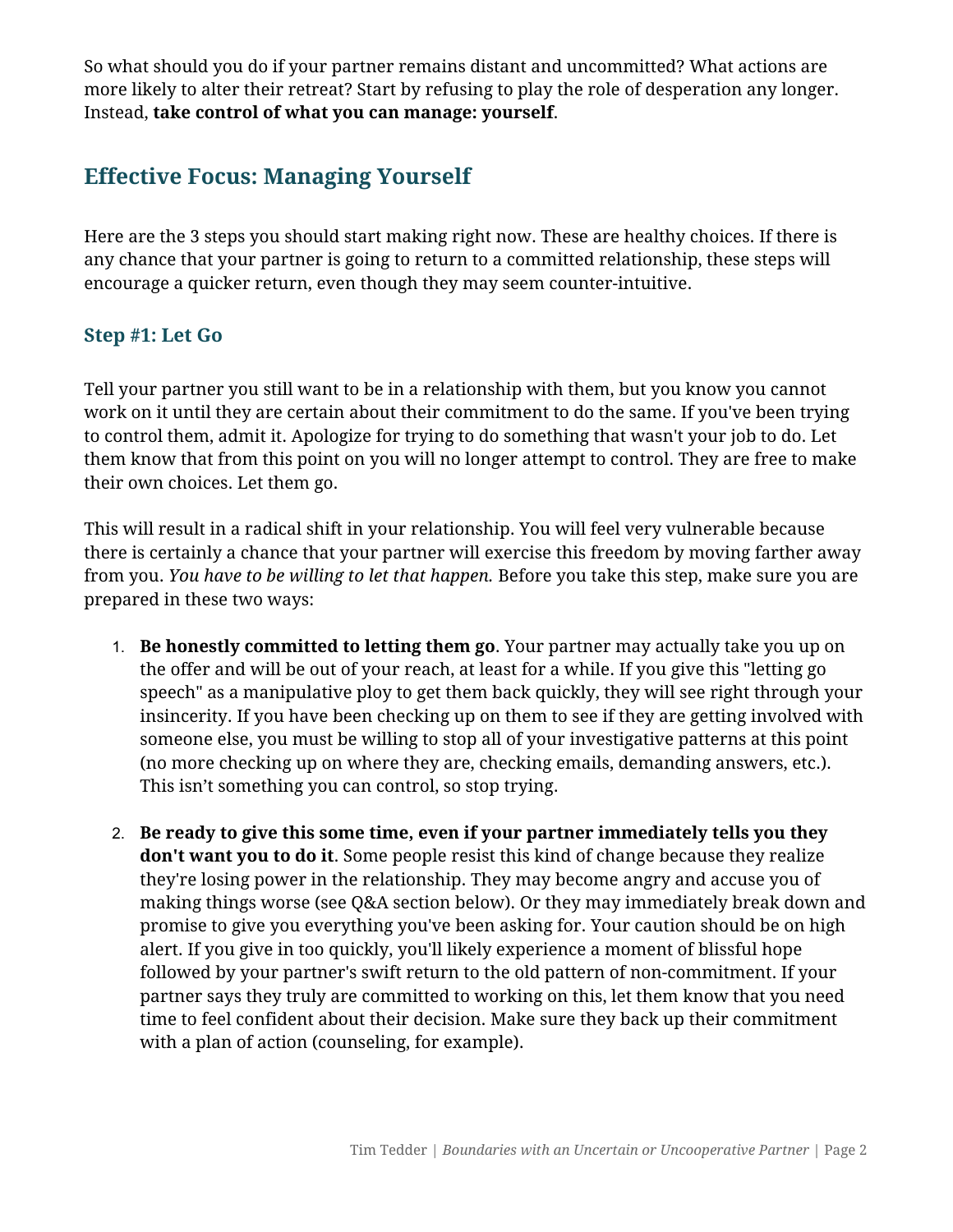So what should you do if your partner remains distant and uncommitted? What actions are more likely to alter their retreat? Start by refusing to play the role of desperation any longer. Instead, **take control of what you can manage: yourself**.

## Effective Focus: Managing Yourself

Here are the 3 steps you should start making right now. These are healthy choices. If there is any chance that your partner is going to return to a committed relationship, these steps will encourage a quicker return, even though they may seem counter-intuitive.

### Step #1: Let Go

Tell your partner you still want to be in a relationship with them, but you know you cannot work on it until they are certain about their commitment to do the same. If you've been trying to control them, admit it. Apologize for trying to do something that wasn't your job to do. Let them know that from this point on you will no longer attempt to control. They are free to make their own choices. Let them go.

This will result in a radical shift in your relationship. You will feel very vulnerable because there is certainly a chance that your partner will exercise this freedom by moving farther away from you. *You have to be willing to let that happen.* Before you take this step, make sure you are prepared in these two ways:

1. **Be honestly committed to letting them go**. Your partner may actually take you up on the offer and will be out of your reach, at least for a while. If you give this "letting go speech" as a manipulative ploy to get them back quickly, they will see right through your insincerity. If you have been checking up on them to see if they are getting involved with someone else, you must be willing to stop all of your investigative patterns at this point (no more checking up on where they are, checking emails, demanding answers, etc.). This isn't something you can control, so stop trying.

2. **Be ready to give this some time, even if your partner immediately tells you they don't want you to do it**. Some people resist this kind of change because they realize they're losing power in the relationship. They may become angry and accuse you of making things worse (see Q&A section below). Or they may immediately break down and promise to give you everything you've been asking for. Your caution should be on high alert. If you give in too quickly, you'll likely experience a moment of blissful hope followed by your partner's swift return to the old pattern of non-commitment. If your partner says they truly are committed to working on this, let them know that you need time to feel confident about their decision. Make sure they back up their commitment with a plan of action (counseling, for example).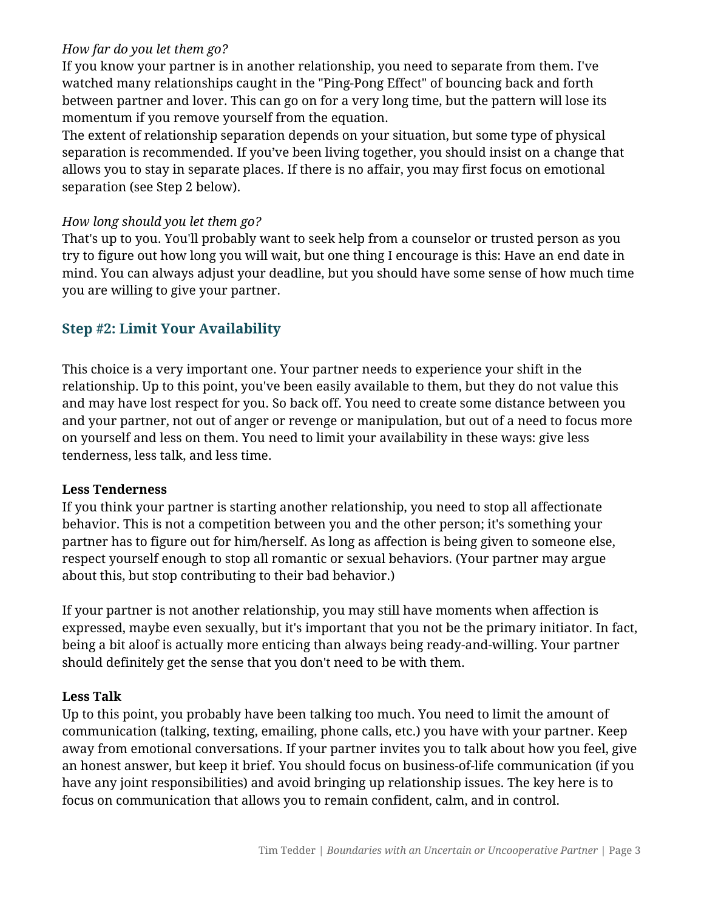*How far do you let them go?*

If you know your partner is in another relationship, you need to separate from them. I've watched many relationships caught in the "Ping-Pong Effect" of bouncing back and forth between partner and lover. This can go on for a very long time, but the pattern will lose its momentum if you remove yourself from the equation.

The extent of relationship separation depends on your situation, but some type of physical separation is recommended. If you've been living together, you should insist on a change that allows you to stay in separate places. If there is no affair, you may first focus on emotional separation (see Step 2 below).

*How long should you let them go?*

That's up to you. You'll probably want to seek help from a counselor or trusted person as you try to figure out how long you will wait, but one thing I encourage is this: Have an end date in mind. You can always adjust your deadline, but you should have some sense of how much time you are willing to give your partner.

## Step #2: Limit Your Availability

This choice is a very important one. Your partner needs to experience your shift in the relationship. Up to this point, you've been easily available to them, but they do not value this and may have lost respect for you. So back off. You need to create some distance between you and your partner, not out of anger or revenge or manipulation, but out of a need to focus more on yourself and less on them. You need to limit your availability in these ways: give less tenderness, less talk, and less time.

**Less Tenderness**

If you think your partner is starting another relationship, you need to stop all affectionate behavior. This is not a competition between you and the other person; it's something your partner has to figure out for him/herself. As long as affection is being given to someone else, respect yourself enough to stop all romantic or sexual behaviors. (Your partner may argue about this, but stop contributing to their bad behavior.)

If your partner is not another relationship, you may still have moments when affection is expressed, maybe even sexually, but it's important that you not be the primary initiator. In fact, being a bit aloof is actually more enticing than always being ready-and-willing. Your partner should definitely get the sense that you don't need to be with them.

**Less Talk**

Up to this point, you probably have been talking too much. You need to limit the amount of communication (talking, texting, emailing, phone calls, etc.) you have with your partner. Keep away from emotional conversations. If your partner invites you to talk about how you feel, give an honest answer, but keep it brief. You should focus on business-of-life communication (if you have any joint responsibilities) and avoid bringing up relationship issues. The key here is to focus on communication that allows you to remain confident, calm, and in control.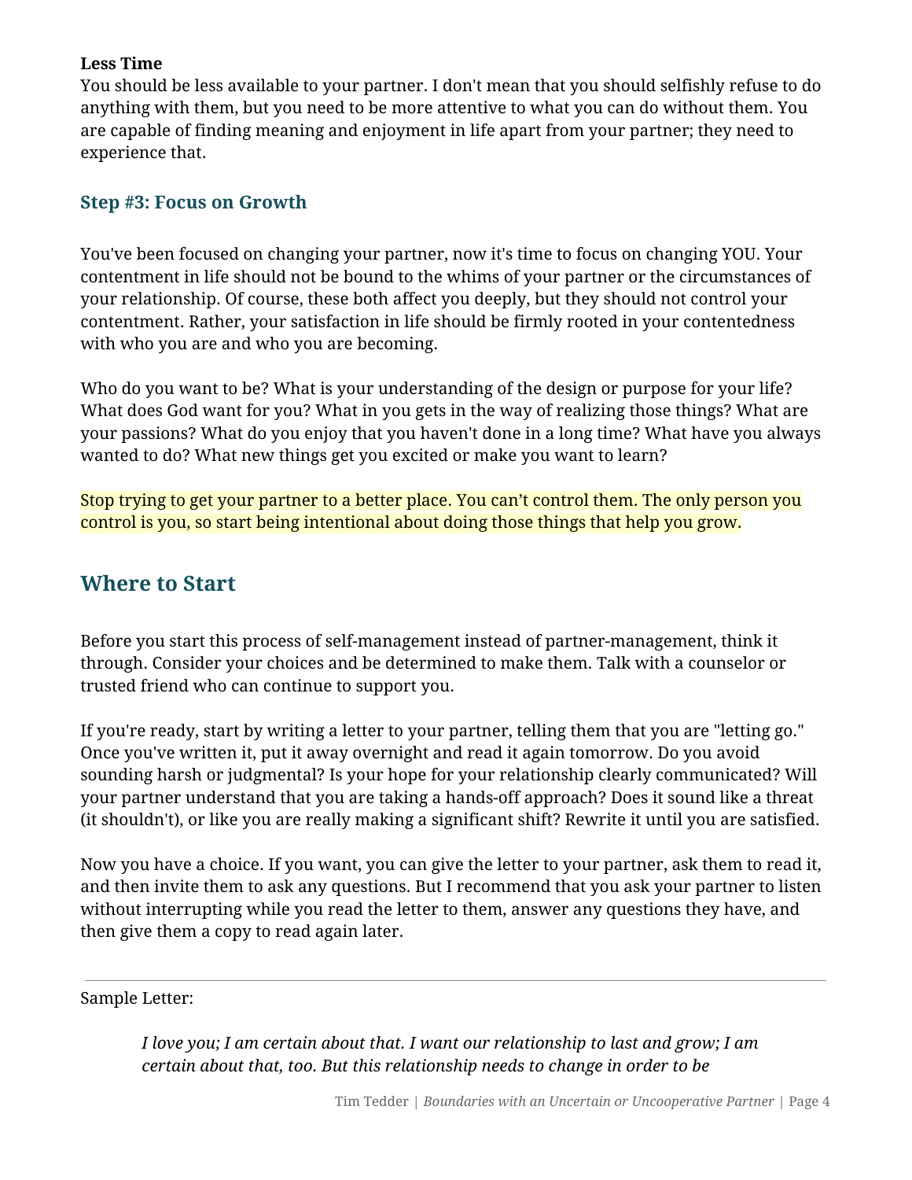**Less Time**
You should be less available to your partner. I don't mean that you should selfishly refuse to do anything with them, but you need to be more attentive to what you can do without them. You are capable of finding meaning and enjoyment in life apart from your partner; they need to experience that.

### Step #3: Focus on Growth

You've been focused on changing your partner, now it's time to focus on changing YOU. Your contentment in life should not be bound to the whims of your partner or the circumstances of your relationship. Of course, these both affect you deeply, but they should not control your contentment. Rather, your satisfaction in life should be firmly rooted in your contentedness with who you are and who you are becoming.

Who do you want to be? What is your understanding of the design or purpose for your life? What does God want for you? What in you gets in the way of realizing those things? What are your passions? What do you enjoy that you haven't done in a long time? What have you always wanted to do? What new things get you excited or make you want to learn?

Stop trying to get your partner to a better place. You can't control them. The only person you control is you, so start being intentional about doing those things that help you grow.

## Where to Start

Before you start this process of self-management instead of partner-management, think it through. Consider your choices and be determined to make them. Talk with a counselor or trusted friend who can continue to support you.

If you're ready, start by writing a letter to your partner, telling them that you are "letting go." Once you've written it, put it away overnight and read it again tomorrow. Do you avoid sounding harsh or judgmental? Is your hope for your relationship clearly communicated? Will your partner understand that you are taking a hands-off approach? Does it sound like a threat (it shouldn't), or like you are really making a significant shift? Rewrite it until you are satisfied.

Now you have a choice. If you want, you can give the letter to your partner, ask them to read it, and then invite them to ask any questions. But I recommend that you ask your partner to listen without interrupting while you read the letter to them, answer any questions they have, and then give them a copy to read again later.

---

Sample Letter:

> *I love you; I am certain about that. I want our relationship to last and grow; I am certain about that, too. But this relationship needs to change in order to be*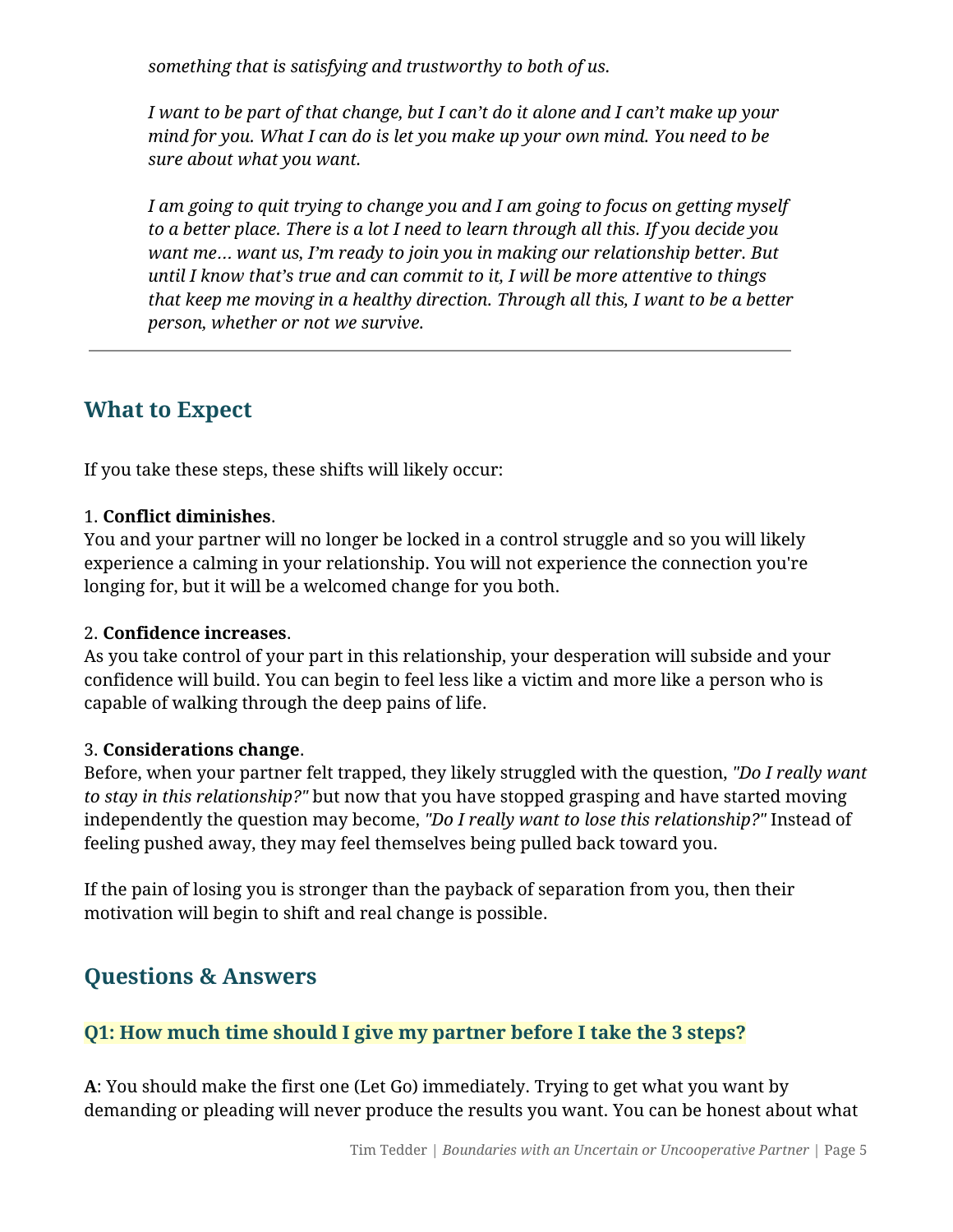*something that is satisfying and trustworthy to both of us.*

*I want to be part of that change, but I can't do it alone and I can't make up your mind for you. What I can do is let you make up your own mind. You need to be sure about what you want.*

*I am going to quit trying to change you and I am going to focus on getting myself to a better place. There is a lot I need to learn through all this. If you decide you want me… want us, I'm ready to join you in making our relationship better. But until I know that's true and can commit to it, I will be more attentive to things that keep me moving in a healthy direction. Through all this, I want to be a better person, whether or not we survive.*

---

## What to Expect

If you take these steps, these shifts will likely occur:

1. **Conflict diminishes**.
You and your partner will no longer be locked in a control struggle and so you will likely experience a calming in your relationship. You will not experience the connection you're longing for, but it will be a welcomed change for you both.

2. **Confidence increases**.
As you take control of your part in this relationship, your desperation will subside and your confidence will build. You can begin to feel less like a victim and more like a person who is capable of walking through the deep pains of life.

3. **Considerations change**.
Before, when your partner felt trapped, they likely struggled with the question, *"Do I really want to stay in this relationship?"* but now that you have stopped grasping and have started moving independently the question may become, *"Do I really want to lose this relationship?"* Instead of feeling pushed away, they may feel themselves being pulled back toward you.

If the pain of losing you is stronger than the payback of separation from you, then their motivation will begin to shift and real change is possible.

## Questions & Answers

### Q1: How much time should I give my partner before I take the 3 steps?

**A**: You should make the first one (Let Go) immediately. Trying to get what you want by demanding or pleading will never produce the results you want. You can be honest about what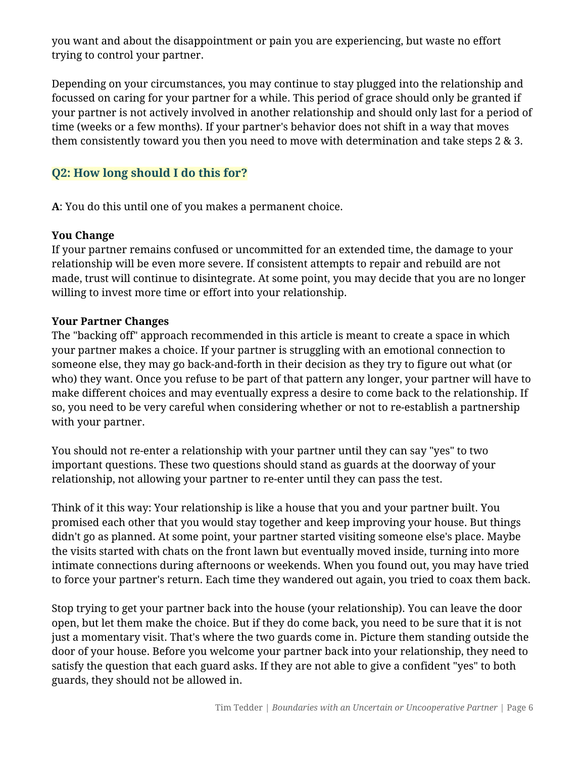you want and about the disappointment or pain you are experiencing, but waste no effort trying to control your partner.

Depending on your circumstances, you may continue to stay plugged into the relationship and focussed on caring for your partner for a while. This period of grace should only be granted if your partner is not actively involved in another relationship and should only last for a period of time (weeks or a few months). If your partner's behavior does not shift in a way that moves them consistently toward you then you need to move with determination and take steps 2 & 3.

### Q2: How long should I do this for?

**A**: You do this until one of you makes a permanent choice.

**You Change**
If your partner remains confused or uncommitted for an extended time, the damage to your relationship will be even more severe. If consistent attempts to repair and rebuild are not made, trust will continue to disintegrate. At some point, you may decide that you are no longer willing to invest more time or effort into your relationship.

**Your Partner Changes**
The "backing off" approach recommended in this article is meant to create a space in which your partner makes a choice. If your partner is struggling with an emotional connection to someone else, they may go back-and-forth in their decision as they try to figure out what (or who) they want. Once you refuse to be part of that pattern any longer, your partner will have to make different choices and may eventually express a desire to come back to the relationship. If so, you need to be very careful when considering whether or not to re-establish a partnership with your partner.

You should not re-enter a relationship with your partner until they can say "yes" to two important questions. These two questions should stand as guards at the doorway of your relationship, not allowing your partner to re-enter until they can pass the test.

Think of it this way: Your relationship is like a house that you and your partner built. You promised each other that you would stay together and keep improving your house. But things didn't go as planned. At some point, your partner started visiting someone else's place. Maybe the visits started with chats on the front lawn but eventually moved inside, turning into more intimate connections during afternoons or weekends. When you found out, you may have tried to force your partner's return. Each time they wandered out again, you tried to coax them back.

Stop trying to get your partner back into the house (your relationship). You can leave the door open, but let them make the choice. But if they do come back, you need to be sure that it is not just a momentary visit. That's where the two guards come in. Picture them standing outside the door of your house. Before you welcome your partner back into your relationship, they need to satisfy the question that each guard asks. If they are not able to give a confident "yes" to both guards, they should not be allowed in.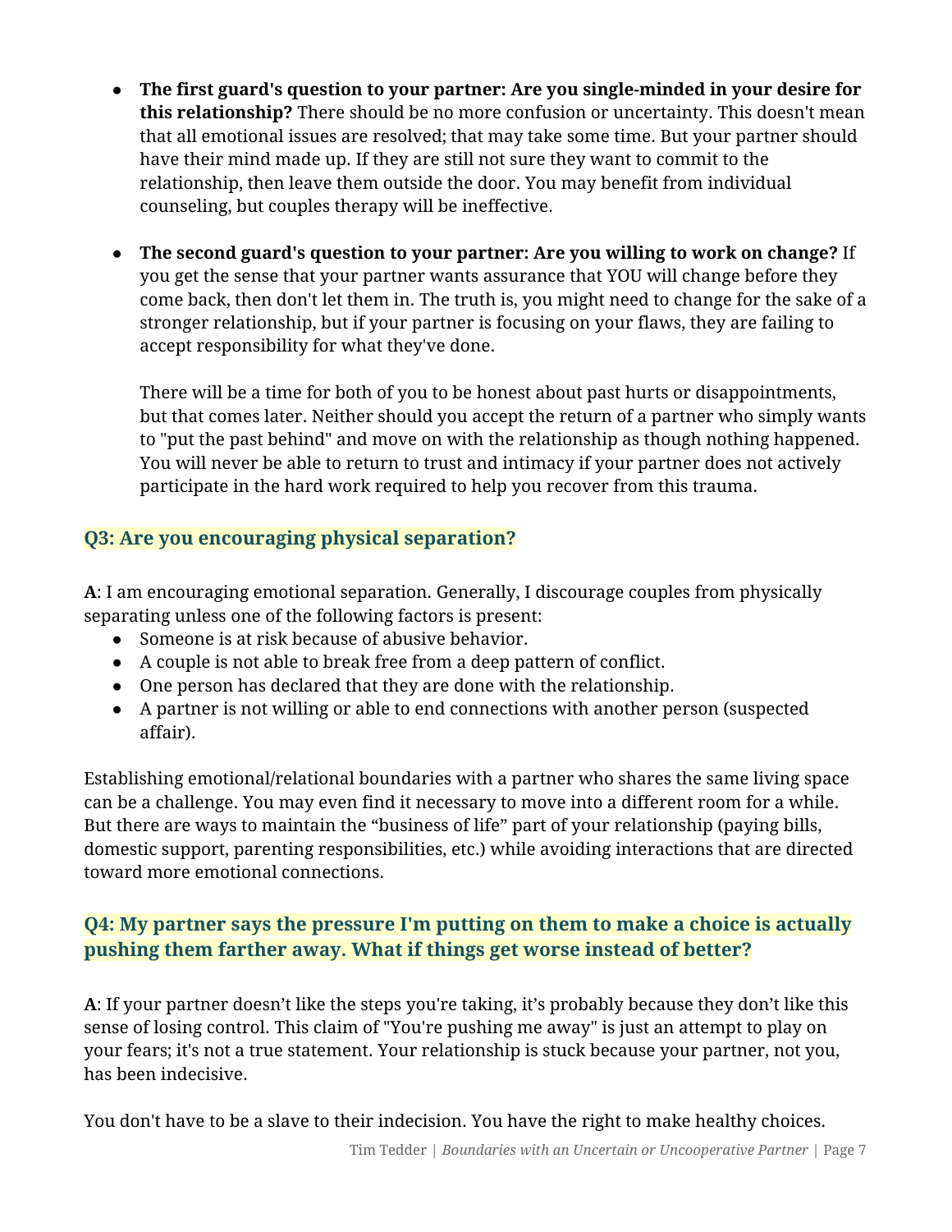- **The first guard's question to your partner: Are you single-minded in your desire for this relationship?** There should be no more confusion or uncertainty. This doesn't mean that all emotional issues are resolved; that may take some time. But your partner should have their mind made up. If they are still not sure they want to commit to the relationship, then leave them outside the door. You may benefit from individual counseling, but couples therapy will be ineffective.

- **The second guard's question to your partner: Are you willing to work on change?** If you get the sense that your partner wants assurance that YOU will change before they come back, then don't let them in. The truth is, you might need to change for the sake of a stronger relationship, but if your partner is focusing on your flaws, they are failing to accept responsibility for what they've done.

  There will be a time for both of you to be honest about past hurts or disappointments, but that comes later. Neither should you accept the return of a partner who simply wants to "put the past behind" and move on with the relationship as though nothing happened. You will never be able to return to trust and intimacy if your partner does not actively participate in the hard work required to help you recover from this trauma.

### Q3: Are you encouraging physical separation?

**A**: I am encouraging emotional separation. Generally, I discourage couples from physically separating unless one of the following factors is present:

- Someone is at risk because of abusive behavior.
- A couple is not able to break free from a deep pattern of conflict.
- One person has declared that they are done with the relationship.
- A partner is not willing or able to end connections with another person (suspected affair).

Establishing emotional/relational boundaries with a partner who shares the same living space can be a challenge. You may even find it necessary to move into a different room for a while. But there are ways to maintain the "business of life" part of your relationship (paying bills, domestic support, parenting responsibilities, etc.) while avoiding interactions that are directed toward more emotional connections.

### Q4: My partner says the pressure I'm putting on them to make a choice is actually pushing them farther away. What if things get worse instead of better?

**A**: If your partner doesn't like the steps you're taking, it's probably because they don't like this sense of losing control. This claim of "You're pushing me away" is just an attempt to play on your fears; it's not a true statement. Your relationship is stuck because your partner, not you, has been indecisive.

You don't have to be a slave to their indecision. You have the right to make healthy choices.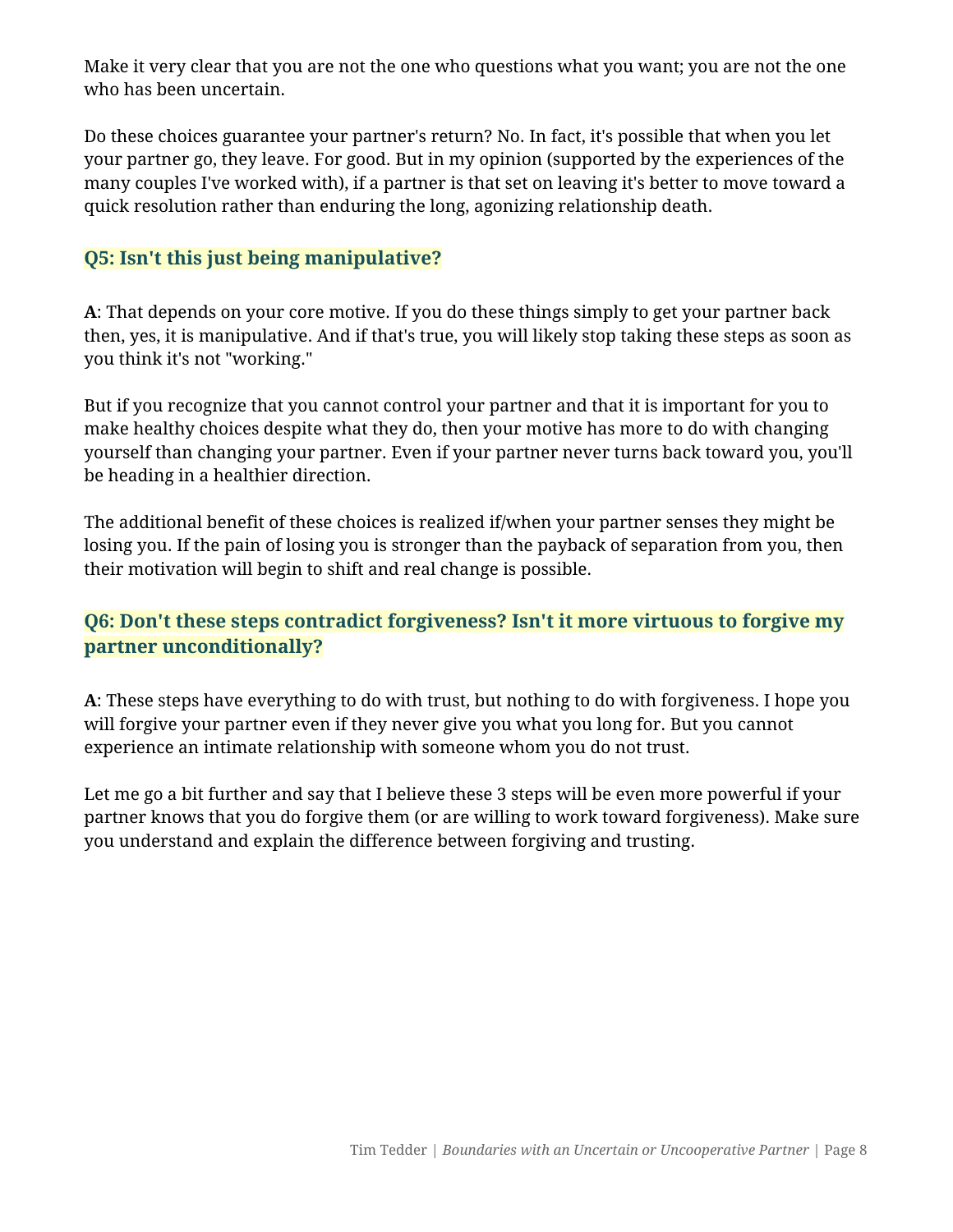Make it very clear that you are not the one who questions what you want; you are not the one who has been uncertain.

Do these choices guarantee your partner's return? No. In fact, it's possible that when you let your partner go, they leave. For good. But in my opinion (supported by the experiences of the many couples I've worked with), if a partner is that set on leaving it's better to move toward a quick resolution rather than enduring the long, agonizing relationship death.

### Q5: Isn't this just being manipulative?

**A**: That depends on your core motive. If you do these things simply to get your partner back then, yes, it is manipulative. And if that's true, you will likely stop taking these steps as soon as you think it's not "working."

But if you recognize that you cannot control your partner and that it is important for you to make healthy choices despite what they do, then your motive has more to do with changing yourself than changing your partner. Even if your partner never turns back toward you, you'll be heading in a healthier direction.

The additional benefit of these choices is realized if/when your partner senses they might be losing you. If the pain of losing you is stronger than the payback of separation from you, then their motivation will begin to shift and real change is possible.

### Q6: Don't these steps contradict forgiveness? Isn't it more virtuous to forgive my partner unconditionally?

**A**: These steps have everything to do with trust, but nothing to do with forgiveness. I hope you will forgive your partner even if they never give you what you long for. But you cannot experience an intimate relationship with someone whom you do not trust.

Let me go a bit further and say that I believe these 3 steps will be even more powerful if your partner knows that you do forgive them (or are willing to work toward forgiveness). Make sure you understand and explain the difference between forgiving and trusting.